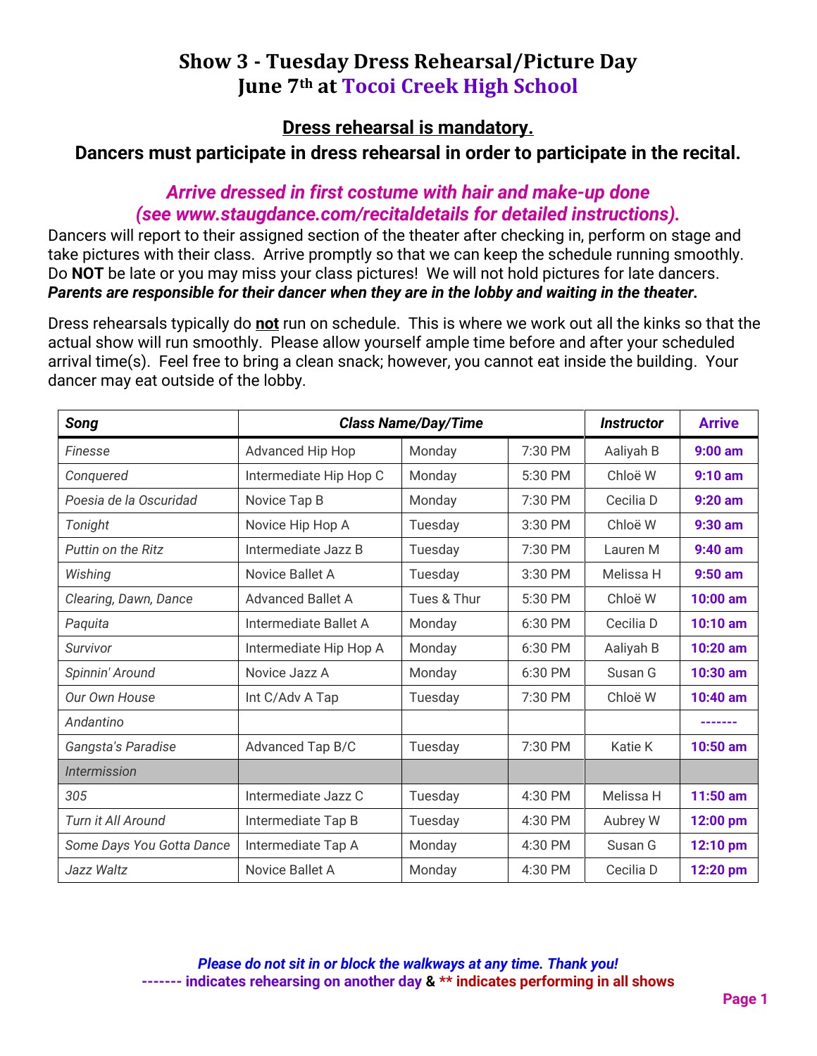# Show 3 - Tuesday Dress Rehearsal/Picture Day
# June 7th at Tocoi Creek High School

## <u>Dress rehearsal is mandatory.</u>
## Dancers must participate in dress rehearsal in order to participate in the recital.

***Arrive dressed in first costume with hair and make-up done (see www.staugdance.com/recitaldetails for detailed instructions).***

Dancers will report to their assigned section of the theater after checking in, perform on stage and take pictures with their class. Arrive promptly so that we can keep the schedule running smoothly. Do **NOT** be late or you may miss your class pictures! We will not hold pictures for late dancers. ***Parents are responsible for their dancer when they are in the lobby and waiting in the theater.***

Dress rehearsals typically do **<u>not</u>** run on schedule. This is where we work out all the kinks so that the actual show will run smoothly. Please allow yourself ample time before and after your scheduled arrival time(s). Feel free to bring a clean snack; however, you cannot eat inside the building. Your dancer may eat outside of the lobby.

| *Song* | *Class Name/Day/Time* | | | *Instructor* | **Arrive** |
|---|---|---|---|---|---|
| *Finesse* | Advanced Hip Hop | Monday | 7:30 PM | Aaliyah B | **9:00 am** |
| *Conquered* | Intermediate Hip Hop C | Monday | 5:30 PM | Chloë W | **9:10 am** |
| *Poesia de la Oscuridad* | Novice Tap B | Monday | 7:30 PM | Cecilia D | **9:20 am** |
| *Tonight* | Novice Hip Hop A | Tuesday | 3:30 PM | Chloë W | **9:30 am** |
| *Puttin on the Ritz* | Intermediate Jazz B | Tuesday | 7:30 PM | Lauren M | **9:40 am** |
| *Wishing* | Novice Ballet A | Tuesday | 3:30 PM | Melissa H | **9:50 am** |
| *Clearing, Dawn, Dance* | Advanced Ballet A | Tues & Thur | 5:30 PM | Chloë W | **10:00 am** |
| *Paquita* | Intermediate Ballet A | Monday | 6:30 PM | Cecilia D | **10:10 am** |
| *Survivor* | Intermediate Hip Hop A | Monday | 6:30 PM | Aaliyah B | **10:20 am** |
| *Spinnin' Around* | Novice Jazz A | Monday | 6:30 PM | Susan G | **10:30 am** |
| *Our Own House* | Int C/Adv A Tap | Tuesday | 7:30 PM | Chloë W | **10:40 am** |
| *Andantino* | | | | | **-------** |
| *Gangsta's Paradise* | Advanced Tap B/C | Tuesday | 7:30 PM | Katie K | **10:50 am** |
| *Intermission* | | | | | |
| *305* | Intermediate Jazz C | Tuesday | 4:30 PM | Melissa H | **11:50 am** |
| *Turn it All Around* | Intermediate Tap B | Tuesday | 4:30 PM | Aubrey W | **12:00 pm** |
| *Some Days You Gotta Dance* | Intermediate Tap A | Monday | 4:30 PM | Susan G | **12:10 pm** |
| *Jazz Waltz* | Novice Ballet A | Monday | 4:30 PM | Cecilia D | **12:20 pm** |

***Please do not sit in or block the walkways at any time. Thank you!***

**------- indicates rehearsing on another day & ** indicates performing in all shows**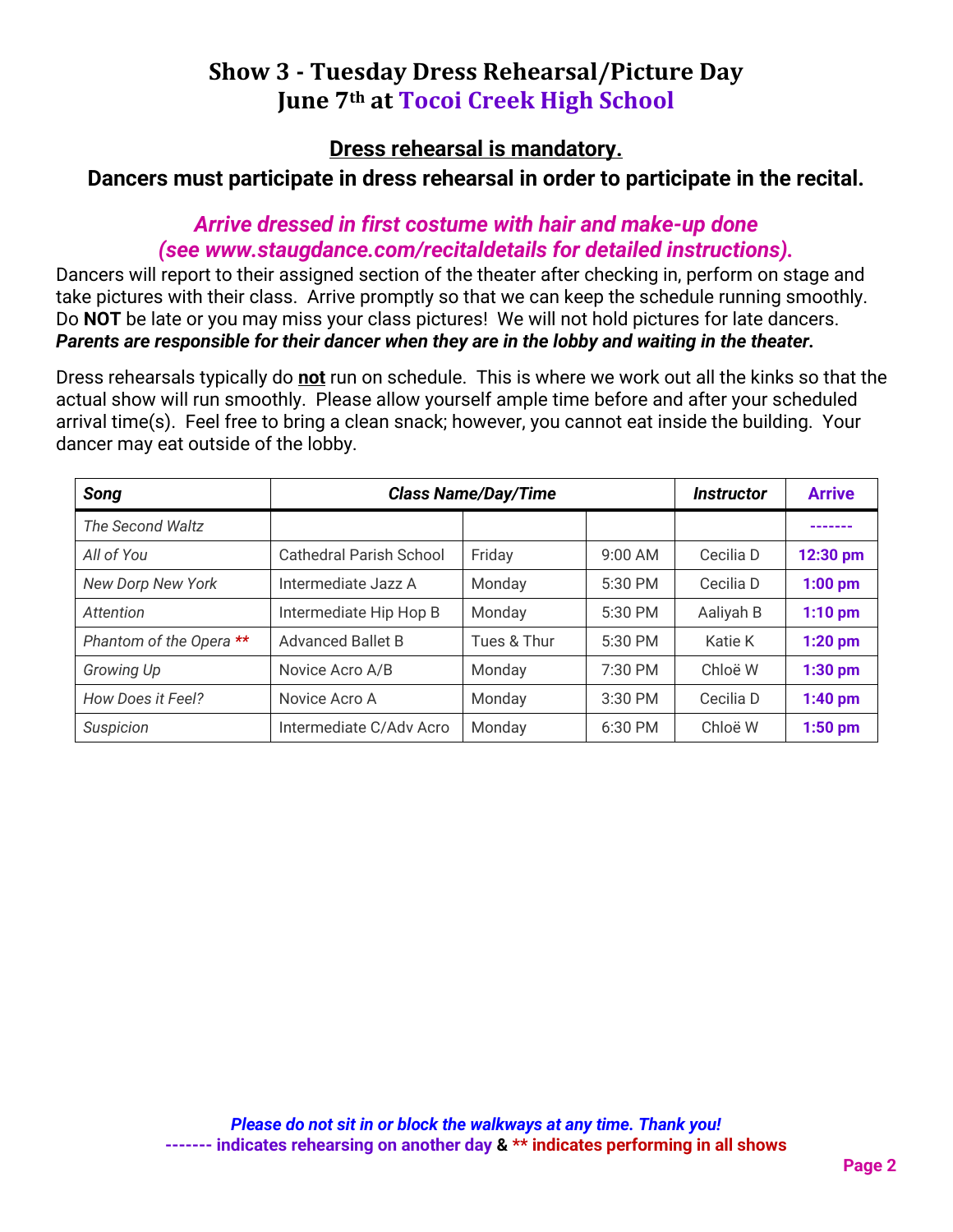# Show 3 - Tuesday Dress Rehearsal/Picture Day
# June 7th at Tocoi Creek High School

**Dress rehearsal is mandatory.**

**Dancers must participate in dress rehearsal in order to participate in the recital.**

***Arrive dressed in first costume with hair and make-up done (see www.staugdance.com/recitaldetails for detailed instructions).***

Dancers will report to their assigned section of the theater after checking in, perform on stage and take pictures with their class. Arrive promptly so that we can keep the schedule running smoothly. Do **NOT** be late or you may miss your class pictures! We will not hold pictures for late dancers. ***Parents are responsible for their dancer when they are in the lobby and waiting in the theater.***

Dress rehearsals typically do **not** run on schedule. This is where we work out all the kinks so that the actual show will run smoothly. Please allow yourself ample time before and after your scheduled arrival time(s). Feel free to bring a clean snack; however, you cannot eat inside the building. Your dancer may eat outside of the lobby.

| *Song* | *Class Name/Day/Time* | | | *Instructor* | **Arrive** |
|---|---|---|---|---|---|
| *The Second Waltz* | | | | | ------- |
| *All of You* | Cathedral Parish School | Friday | 9:00 AM | Cecilia D | **12:30 pm** |
| *New Dorp New York* | Intermediate Jazz A | Monday | 5:30 PM | Cecilia D | **1:00 pm** |
| *Attention* | Intermediate Hip Hop B | Monday | 5:30 PM | Aaliyah B | **1:10 pm** |
| *Phantom of the Opera* ** | Advanced Ballet B | Tues & Thur | 5:30 PM | Katie K | **1:20 pm** |
| *Growing Up* | Novice Acro A/B | Monday | 7:30 PM | Chloë W | **1:30 pm** |
| *How Does it Feel?* | Novice Acro A | Monday | 3:30 PM | Cecilia D | **1:40 pm** |
| *Suspicion* | Intermediate C/Adv Acro | Monday | 6:30 PM | Chloë W | **1:50 pm** |

***Please do not sit in or block the walkways at any time. Thank you!***

**------- indicates rehearsing on another day & ** indicates performing in all shows**